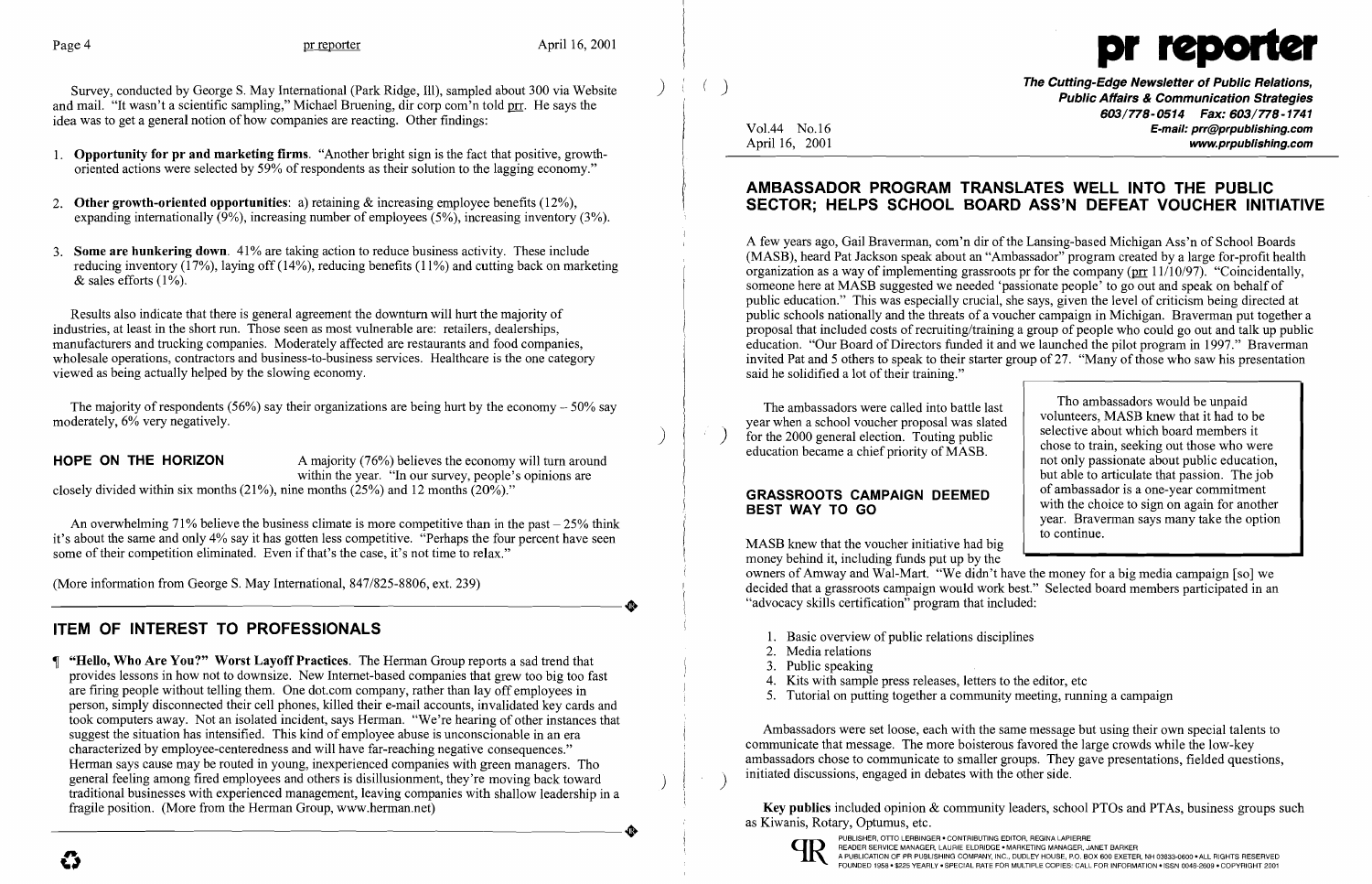Survey, conducted by George S. May International (Park Ridge, Ill), sampled about 300 via Website and mail. "It wasn't a scientific sampling," Michael Bruening, dir corp com'n told prr. He says the idea was to get a general notion of how companies are reacting. Other findings:

1. **Opportunity for pr and marketing firms**. "Another bright sign is the fact that positive, growth-oriented actions were selected by 59% of respondents as their solution to the lagging economy."

2. **Other growth-oriented opportunities**: a) retaining & increasing employee benefits (12%), expanding internationally (9%), increasing number of employees (5%), increasing inventory (3%).

3. **Some are hunkering down**. 41% are taking action to reduce business activity. These include reducing inventory (17%), laying off (14%), reducing benefits (11%) and cutting back on marketing & sales efforts (1%).

Results also indicate that there is general agreement the downturn will hurt the majority of industries, at least in the short run. Those seen as most vulnerable are: retailers, dealerships, manufacturers and trucking companies. Moderately affected are restaurants and food companies, wholesale operations, contractors and business-to-business services. Healthcare is the one category viewed as being actually helped by the slowing economy.

The majority of respondents (56%) say their organizations are being hurt by the economy – 50% say moderately, 6% very negatively.

**HOPE ON THE HORIZON** A majority (76%) believes the economy will turn around within the year. "In our survey, people's opinions are closely divided within six months (21%), nine months (25%) and 12 months (20%)."

An overwhelming 71% believe the business climate is more competitive than in the past – 25% think it's about the same and only 4% say it has gotten less competitive. "Perhaps the four percent have seen some of their competition eliminated. Even if that's the case, it's not time to relax."

(More information from George S. May International, 847/825-8806, ext. 239)

## ITEM OF INTEREST TO PROFESSIONALS

¶ **"Hello, Who Are You?" Worst Layoff Practices**. The Herman Group reports a sad trend that provides lessons in how not to downsize. New Internet-based companies that grew too big too fast are firing people without telling them. One dot.com company, rather than lay off employees in person, simply disconnected their cell phones, killed their e-mail accounts, invalidated key cards and took computers away. Not an isolated incident, says Herman. "We're hearing of other instances that suggest the situation has intensified. This kind of employee abuse is unconscionable in an era characterized by employee-centeredness and will have far-reaching negative consequences." Herman says cause may be routed in young, inexperienced companies with green managers. Tho general feeling among fired employees and others is disillusionment, they're moving back toward traditional businesses with experienced management, leaving companies with shallow leadership in a fragile position. (More from the Herman Group, www.herman.net)

# pr reporter

**The Cutting-Edge Newsletter of Public Relations, Public Affairs & Communication Strategies**
**603/778-0514 Fax: 603/778-1741**
**E-mail: prr@prpublishing.com**
**www.prpublishing.com**

Vol.44 No.16
April 16, 2001

## AMBASSADOR PROGRAM TRANSLATES WELL INTO THE PUBLIC SECTOR; HELPS SCHOOL BOARD ASS'N DEFEAT VOUCHER INITIATIVE

A few years ago, Gail Braverman, com'n dir of the Lansing-based Michigan Ass'n of School Boards (MASB), heard Pat Jackson speak about an "Ambassador" program created by a large for-profit health organization as a way of implementing grassroots pr for the company (prr 11/10/97). "Coincidentally, someone here at MASB suggested we needed 'passionate people' to go out and speak on behalf of public education." This was especially crucial, she says, given the level of criticism being directed at public schools nationally and the threats of a voucher campaign in Michigan. Braverman put together a proposal that included costs of recruiting/training a group of people who could go out and talk up public education. "Our Board of Directors funded it and we launched the pilot program in 1997." Braverman invited Pat and 5 others to speak to their starter group of 27. "Many of those who saw his presentation said he solidified a lot of their training."

The ambassadors were called into battle last year when a school voucher proposal was slated for the 2000 general election. Touting public education became a chief priority of MASB.

> Tho ambassadors would be unpaid volunteers, MASB knew that it had to be selective about which board members it chose to train, seeking out those who were not only passionate about public education, but able to articulate that passion. The job of ambassador is a one-year commitment with the choice to sign on again for another year. Braverman says many take the option to continue.

### GRASSROOTS CAMPAIGN DEEMED BEST WAY TO GO

MASB knew that the voucher initiative had big money behind it, including funds put up by the owners of Amway and Wal-Mart. "We didn't have the money for a big media campaign [so] we decided that a grassroots campaign would work best." Selected board members participated in an "advocacy skills certification" program that included:

1. Basic overview of public relations disciplines
2. Media relations
3. Public speaking
4. Kits with sample press releases, letters to the editor, etc
5. Tutorial on putting together a community meeting, running a campaign

Ambassadors were set loose, each with the same message but using their own special talents to communicate that message. The more boisterous favored the large crowds while the low-key ambassadors chose to communicate to smaller groups. They gave presentations, fielded questions, initiated discussions, engaged in debates with the other side.

**Key publics** included opinion & community leaders, school PTOs and PTAs, business groups such as Kiwanis, Rotary, Optumus, etc.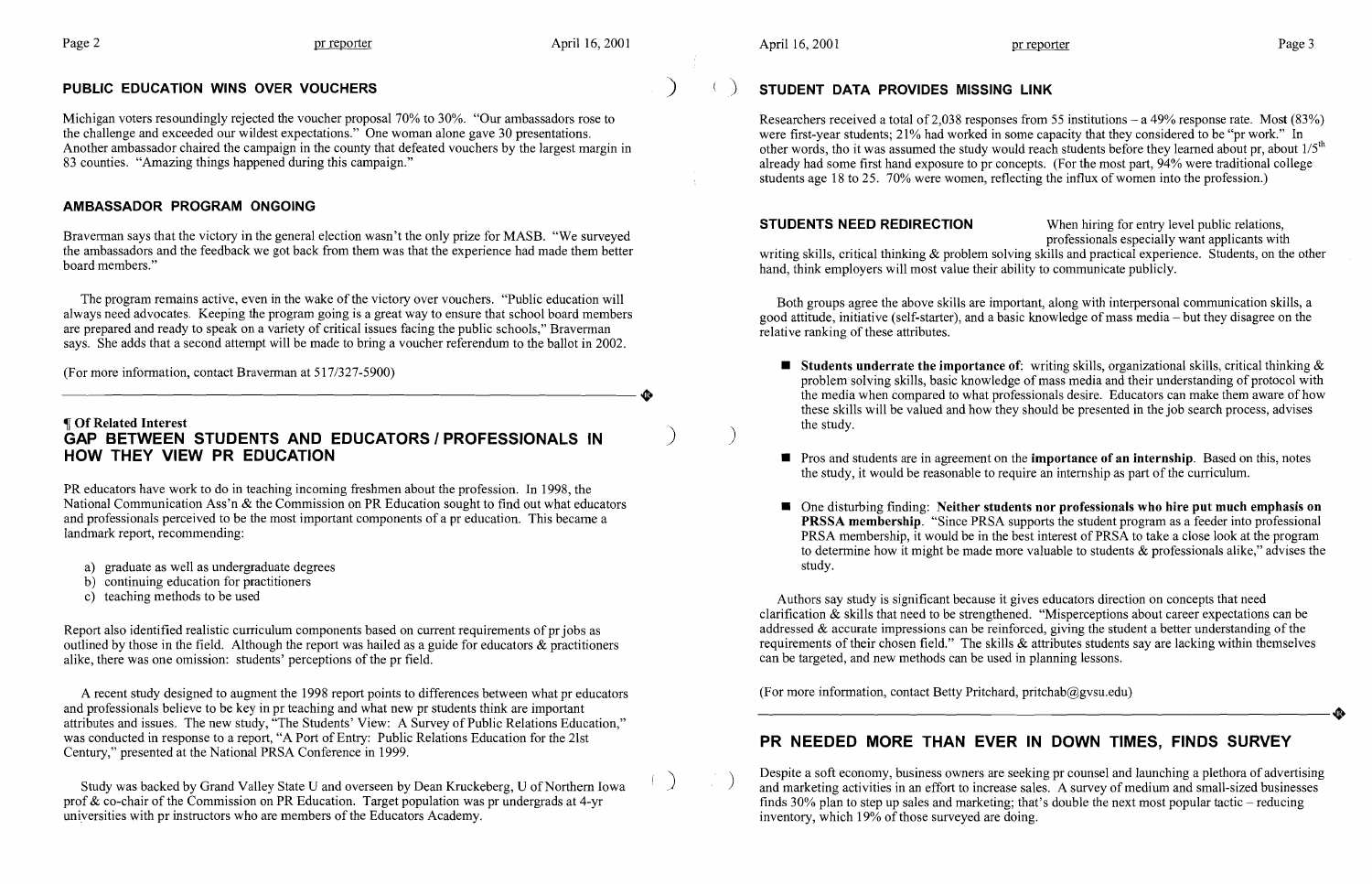## PUBLIC EDUCATION WINS OVER VOUCHERS

Michigan voters resoundingly rejected the voucher proposal 70% to 30%. "Our ambassadors rose to the challenge and exceeded our wildest expectations." One woman alone gave 30 presentations. Another ambassador chaired the campaign in the county that defeated vouchers by the largest margin in 83 counties. "Amazing things happened during this campaign."

## AMBASSADOR PROGRAM ONGOING

Braverman says that the victory in the general election wasn't the only prize for MASB. "We surveyed the ambassadors and the feedback we got back from them was that the experience had made them better board members."

The program remains active, even in the wake of the victory over vouchers. "Public education will always need advocates. Keeping the program going is a great way to ensure that school board members are prepared and ready to speak on a variety of critical issues facing the public schools," Braverman says. She adds that a second attempt will be made to bring a voucher referendum to the ballot in 2002.

(For more information, contact Braverman at 517/327-5900)

---

**¶ Of Related Interest**

## GAP BETWEEN STUDENTS AND EDUCATORS / PROFESSIONALS IN HOW THEY VIEW PR EDUCATION

PR educators have work to do in teaching incoming freshmen about the profession. In 1998, the National Communication Ass'n & the Commission on PR Education sought to find out what educators and professionals perceived to be the most important components of a pr education. This became a landmark report, recommending:

a) graduate as well as undergraduate degrees
b) continuing education for practitioners
c) teaching methods to be used

Report also identified realistic curriculum components based on current requirements of pr jobs as outlined by those in the field. Although the report was hailed as a guide for educators & practitioners alike, there was one omission: students' perceptions of the pr field.

A recent study designed to augment the 1998 report points to differences between what pr educators and professionals believe to be key in pr teaching and what new pr students think are important attributes and issues. The new study, "The Students' View: A Survey of Public Relations Education," was conducted in response to a report, "A Port of Entry: Public Relations Education for the 21st Century," presented at the National PRSA Conference in 1999.

Study was backed by Grand Valley State U and overseen by Dean Kruckeberg, U of Northern Iowa prof & co-chair of the Commission on PR Education. Target population was pr undergrads at 4-yr universities with pr instructors who are members of the Educators Academy.

## STUDENT DATA PROVIDES MISSING LINK

Researchers received a total of 2,038 responses from 55 institutions – a 49% response rate. Most (83%) were first-year students; 21% had worked in some capacity that they considered to be "pr work." In other words, tho it was assumed the study would reach students before they learned about pr, about 1/5th already had some first hand exposure to pr concepts. (For the most part, 94% were traditional college students age 18 to 25. 70% were women, reflecting the influx of women into the profession.)

**STUDENTS NEED REDIRECTION** When hiring for entry level public relations, professionals especially want applicants with writing skills, critical thinking & problem solving skills and practical experience. Students, on the other hand, think employers will most value their ability to communicate publicly.

Both groups agree the above skills are important, along with interpersonal communication skills, a good attitude, initiative (self-starter), and a basic knowledge of mass media – but they disagree on the relative ranking of these attributes.

- **Students underrate the importance of**: writing skills, organizational skills, critical thinking & problem solving skills, basic knowledge of mass media and their understanding of protocol with the media when compared to what professionals desire. Educators can make them aware of how these skills will be valued and how they should be presented in the job search process, advises the study.

- Pros and students are in agreement on the **importance of an internship**. Based on this, notes the study, it would be reasonable to require an internship as part of the curriculum.

- One disturbing finding: **Neither students nor professionals who hire put much emphasis on PRSSA membership**. "Since PRSA supports the student program as a feeder into professional PRSA membership, it would be in the best interest of PRSA to take a close look at the program to determine how it might be made more valuable to students & professionals alike," advises the study.

Authors say study is significant because it gives educators direction on concepts that need clarification & skills that need to be strengthened. "Misperceptions about career expectations can be addressed & accurate impressions can be reinforced, giving the student a better understanding of the requirements of their chosen field." The skills & attributes students say are lacking within themselves can be targeted, and new methods can be used in planning lessons.

(For more information, contact Betty Pritchard, pritchab@gvsu.edu)

---

## PR NEEDED MORE THAN EVER IN DOWN TIMES, FINDS SURVEY

Despite a soft economy, business owners are seeking pr counsel and launching a plethora of advertising and marketing activities in an effort to increase sales. A survey of medium and small-sized businesses finds 30% plan to step up sales and marketing; that's double the next most popular tactic – reducing inventory, which 19% of those surveyed are doing.